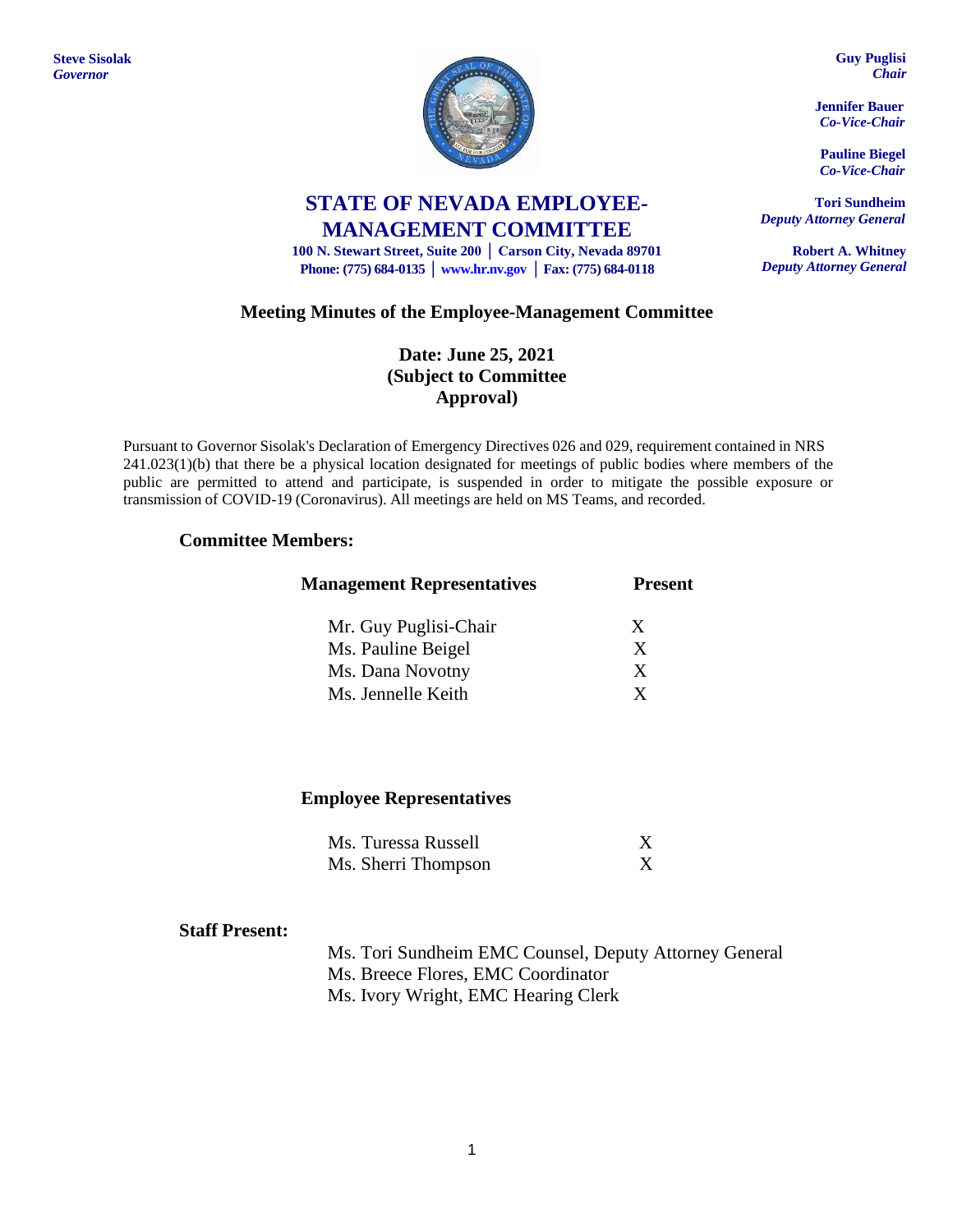**Steve Sisolak**
*Governor*

**Guy Puglisi**
*Chair*

**Jennifer Bauer**
*Co-Vice-Chair*

**Pauline Biegel**
*Co-Vice-Chair*

**Tori Sundheim**
*Deputy Attorney General*

**Robert A. Whitney**
*Deputy Attorney General*

# STATE OF NEVADA EMPLOYEE-MANAGEMENT COMMITTEE

**100 N. Stewart Street, Suite 200 │ Carson City, Nevada 89701**
**Phone: (775) 684-0135 │ www.hr.nv.gov │ Fax: (775) 684-0118**

## Meeting Minutes of the Employee-Management Committee

### Date: June 25, 2021 (Subject to Committee Approval)

Pursuant to Governor Sisolak's Declaration of Emergency Directives 026 and 029, requirement contained in NRS 241.023(1)(b) that there be a physical location designated for meetings of public bodies where members of the public are permitted to attend and participate, is suspended in order to mitigate the possible exposure or transmission of COVID-19 (Coronavirus). All meetings are held on MS Teams, and recorded.

### Committee Members:

| Management Representatives | Present |
|---|---|
| Mr. Guy Puglisi-Chair | X |
| Ms. Pauline Beigel | X |
| Ms. Dana Novotny | X |
| Ms. Jennelle Keith | X |

| Employee Representatives | |
|---|---|
| Ms. Turessa Russell | X |
| Ms. Sherri Thompson | X |

### Staff Present:

Ms. Tori Sundheim EMC Counsel, Deputy Attorney General
Ms. Breece Flores, EMC Coordinator
Ms. Ivory Wright, EMC Hearing Clerk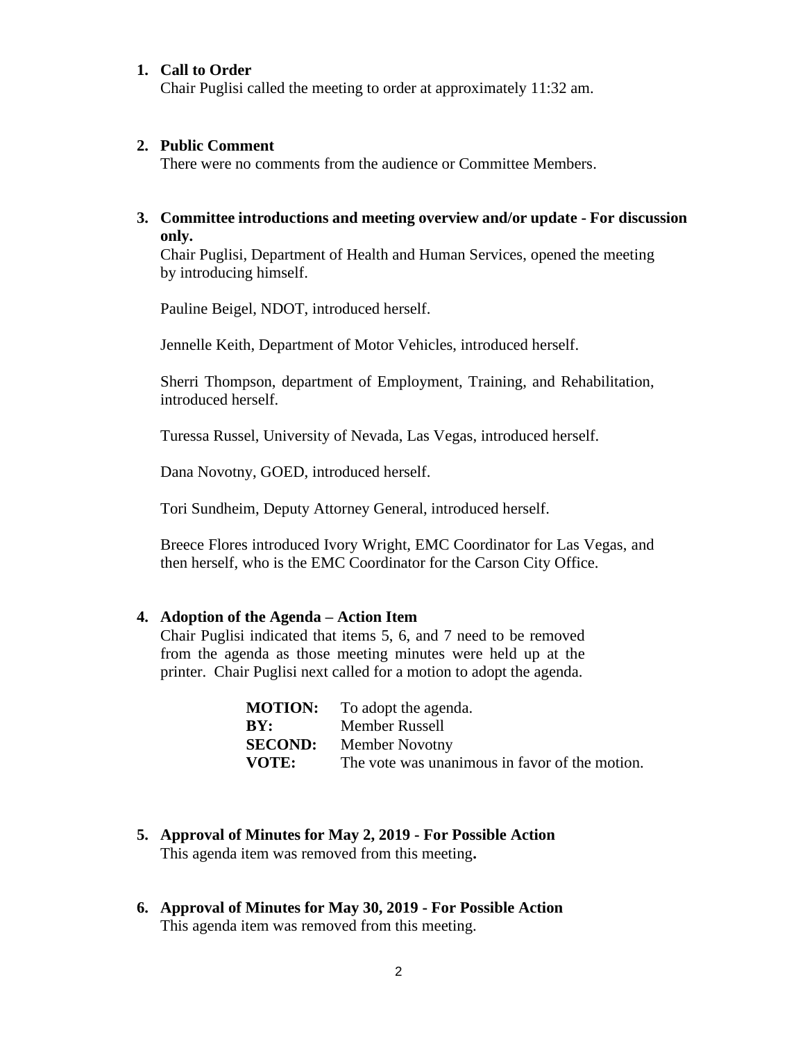1. **Call to Order**
   Chair Puglisi called the meeting to order at approximately 11:32 am.

2. **Public Comment**
   There were no comments from the audience or Committee Members.

3. **Committee introductions and meeting overview and/or update - For discussion only.**
   Chair Puglisi, Department of Health and Human Services, opened the meeting by introducing himself.

   Pauline Beigel, NDOT, introduced herself.

   Jennelle Keith, Department of Motor Vehicles, introduced herself.

   Sherri Thompson, department of Employment, Training, and Rehabilitation, introduced herself.

   Turessa Russel, University of Nevada, Las Vegas, introduced herself.

   Dana Novotny, GOED, introduced herself.

   Tori Sundheim, Deputy Attorney General, introduced herself.

   Breece Flores introduced Ivory Wright, EMC Coordinator for Las Vegas, and then herself, who is the EMC Coordinator for the Carson City Office.

4. **Adoption of the Agenda – Action Item**
   Chair Puglisi indicated that items 5, 6, and 7 need to be removed from the agenda as those meeting minutes were held up at the printer. Chair Puglisi next called for a motion to adopt the agenda.

   | | |
   |---|---|
   | **MOTION:** | To adopt the agenda. |
   | **BY:** | Member Russell |
   | **SECOND:** | Member Novotny |
   | **VOTE:** | The vote was unanimous in favor of the motion. |

5. **Approval of Minutes for May 2, 2019 - For Possible Action**
   This agenda item was removed from this meeting**.**

6. **Approval of Minutes for May 30, 2019 - For Possible Action**
   This agenda item was removed from this meeting.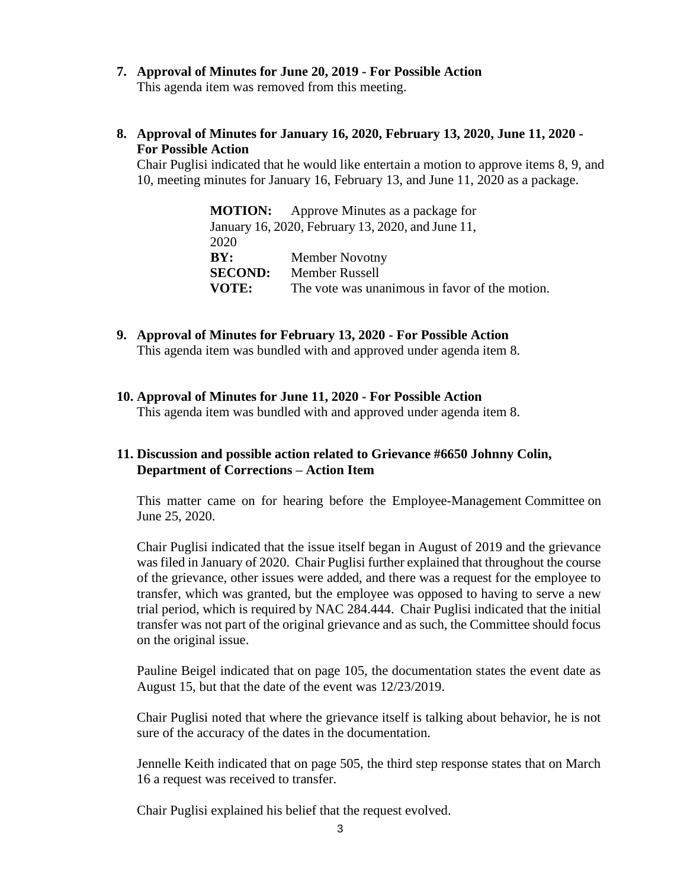**7. Approval of Minutes for June 20, 2019 - For Possible Action**

This agenda item was removed from this meeting.

**8. Approval of Minutes for January 16, 2020, February 13, 2020, June 11, 2020 - For Possible Action**

Chair Puglisi indicated that he would like entertain a motion to approve items 8, 9, and 10, meeting minutes for January 16, February 13, and June 11, 2020 as a package.

> **MOTION:** Approve Minutes as a package for January 16, 2020, February 13, 2020, and June 11, 2020
> **BY:** Member Novotny
> **SECOND:** Member Russell
> **VOTE:** The vote was unanimous in favor of the motion.

**9. Approval of Minutes for February 13, 2020 - For Possible Action**

This agenda item was bundled with and approved under agenda item 8.

**10. Approval of Minutes for June 11, 2020 - For Possible Action**

This agenda item was bundled with and approved under agenda item 8.

**11. Discussion and possible action related to Grievance #6650 Johnny Colin, Department of Corrections – Action Item**

This matter came on for hearing before the Employee-Management Committee on June 25, 2020.

Chair Puglisi indicated that the issue itself began in August of 2019 and the grievance was filed in January of 2020. Chair Puglisi further explained that throughout the course of the grievance, other issues were added, and there was a request for the employee to transfer, which was granted, but the employee was opposed to having to serve a new trial period, which is required by NAC 284.444. Chair Puglisi indicated that the initial transfer was not part of the original grievance and as such, the Committee should focus on the original issue.

Pauline Beigel indicated that on page 105, the documentation states the event date as August 15, but that the date of the event was 12/23/2019.

Chair Puglisi noted that where the grievance itself is talking about behavior, he is not sure of the accuracy of the dates in the documentation.

Jennelle Keith indicated that on page 505, the third step response states that on March 16 a request was received to transfer.

Chair Puglisi explained his belief that the request evolved.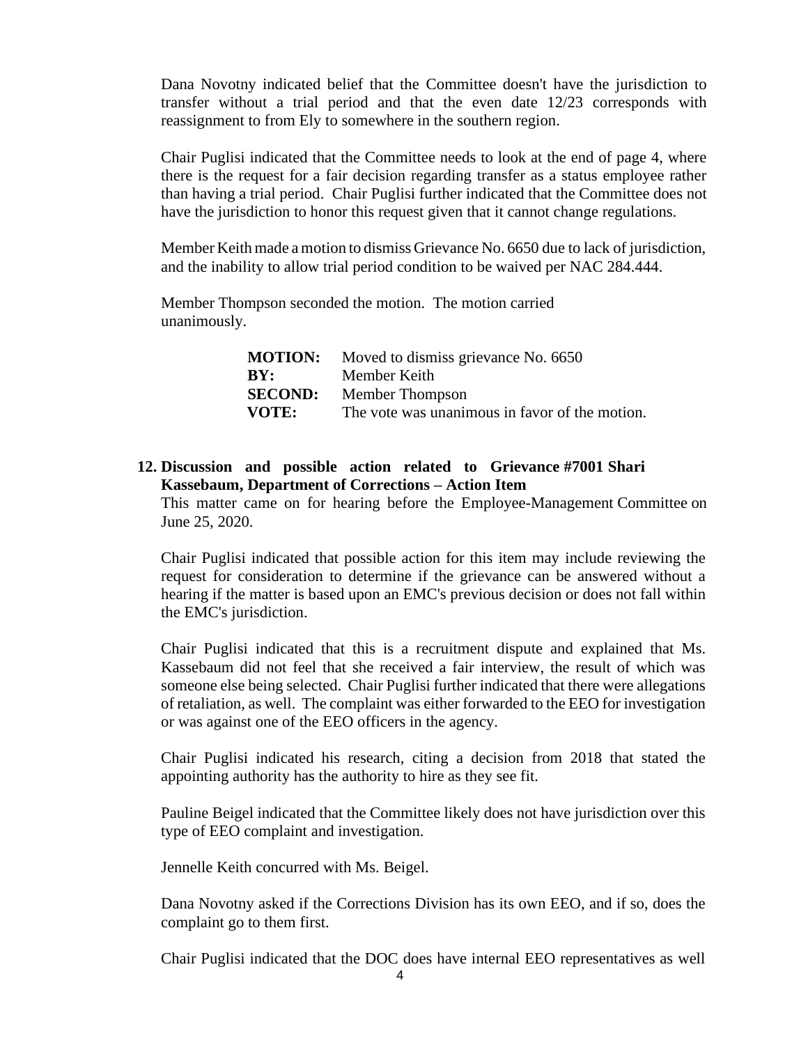Dana Novotny indicated belief that the Committee doesn't have the jurisdiction to transfer without a trial period and that the even date 12/23 corresponds with reassignment to from Ely to somewhere in the southern region.

Chair Puglisi indicated that the Committee needs to look at the end of page 4, where there is the request for a fair decision regarding transfer as a status employee rather than having a trial period. Chair Puglisi further indicated that the Committee does not have the jurisdiction to honor this request given that it cannot change regulations.

Member Keith made a motion to dismiss Grievance No. 6650 due to lack of jurisdiction, and the inability to allow trial period condition to be waived per NAC 284.444.

Member Thompson seconded the motion. The motion carried unanimously.

| | |
|---|---|
| **MOTION:** | Moved to dismiss grievance No. 6650 |
| **BY:** | Member Keith |
| **SECOND:** | Member Thompson |
| **VOTE:** | The vote was unanimous in favor of the motion. |

**12. Discussion and possible action related to Grievance #7001 Shari Kassebaum, Department of Corrections – Action Item**

This matter came on for hearing before the Employee-Management Committee on June 25, 2020.

Chair Puglisi indicated that possible action for this item may include reviewing the request for consideration to determine if the grievance can be answered without a hearing if the matter is based upon an EMC's previous decision or does not fall within the EMC's jurisdiction.

Chair Puglisi indicated that this is a recruitment dispute and explained that Ms. Kassebaum did not feel that she received a fair interview, the result of which was someone else being selected. Chair Puglisi further indicated that there were allegations of retaliation, as well. The complaint was either forwarded to the EEO for investigation or was against one of the EEO officers in the agency.

Chair Puglisi indicated his research, citing a decision from 2018 that stated the appointing authority has the authority to hire as they see fit.

Pauline Beigel indicated that the Committee likely does not have jurisdiction over this type of EEO complaint and investigation.

Jennelle Keith concurred with Ms. Beigel.

Dana Novotny asked if the Corrections Division has its own EEO, and if so, does the complaint go to them first.

Chair Puglisi indicated that the DOC does have internal EEO representatives as well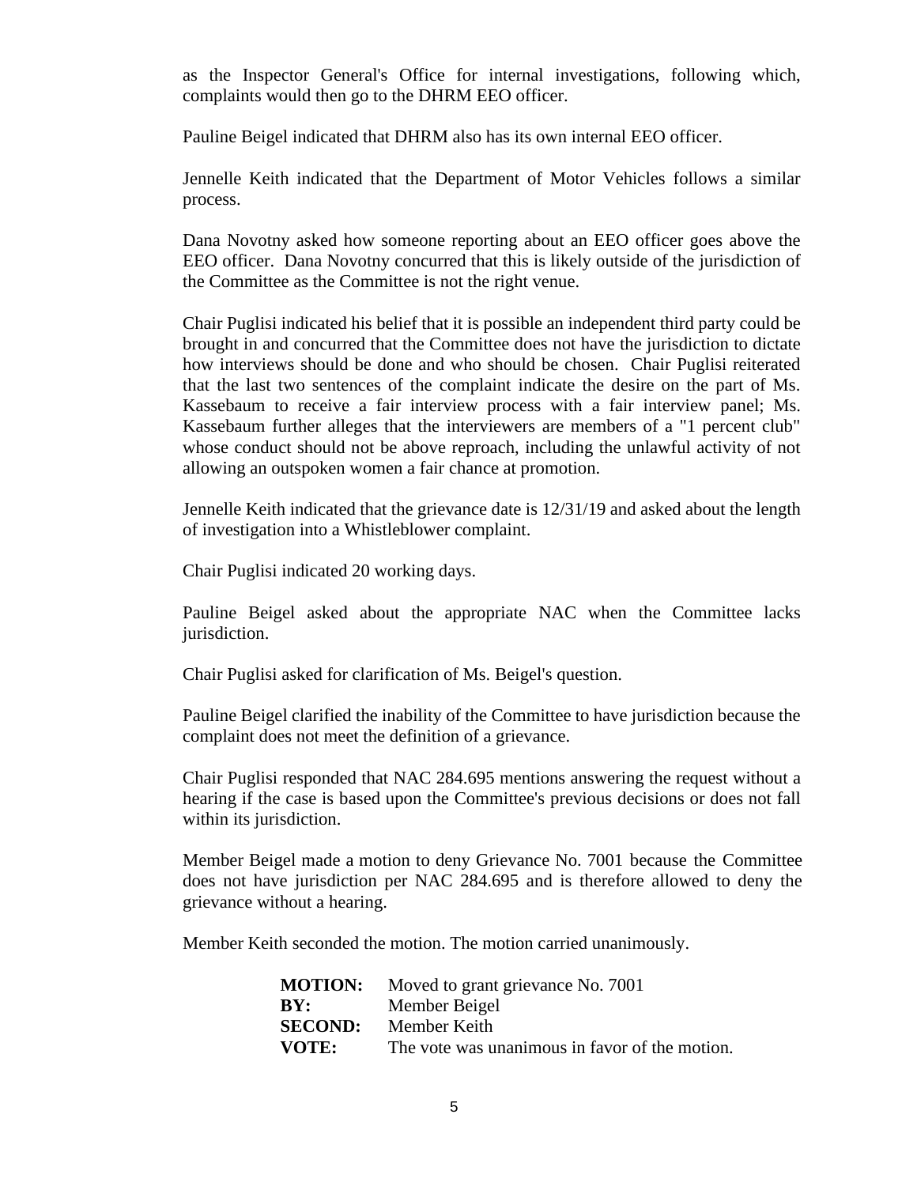as the Inspector General's Office for internal investigations, following which, complaints would then go to the DHRM EEO officer.

Pauline Beigel indicated that DHRM also has its own internal EEO officer.

Jennelle Keith indicated that the Department of Motor Vehicles follows a similar process.

Dana Novotny asked how someone reporting about an EEO officer goes above the EEO officer. Dana Novotny concurred that this is likely outside of the jurisdiction of the Committee as the Committee is not the right venue.

Chair Puglisi indicated his belief that it is possible an independent third party could be brought in and concurred that the Committee does not have the jurisdiction to dictate how interviews should be done and who should be chosen. Chair Puglisi reiterated that the last two sentences of the complaint indicate the desire on the part of Ms. Kassebaum to receive a fair interview process with a fair interview panel; Ms. Kassebaum further alleges that the interviewers are members of a "1 percent club" whose conduct should not be above reproach, including the unlawful activity of not allowing an outspoken women a fair chance at promotion.

Jennelle Keith indicated that the grievance date is 12/31/19 and asked about the length of investigation into a Whistleblower complaint.

Chair Puglisi indicated 20 working days.

Pauline Beigel asked about the appropriate NAC when the Committee lacks jurisdiction.

Chair Puglisi asked for clarification of Ms. Beigel's question.

Pauline Beigel clarified the inability of the Committee to have jurisdiction because the complaint does not meet the definition of a grievance.

Chair Puglisi responded that NAC 284.695 mentions answering the request without a hearing if the case is based upon the Committee's previous decisions or does not fall within its jurisdiction.

Member Beigel made a motion to deny Grievance No. 7001 because the Committee does not have jurisdiction per NAC 284.695 and is therefore allowed to deny the grievance without a hearing.

Member Keith seconded the motion. The motion carried unanimously.

**MOTION:** Moved to grant grievance No. 7001
**BY:** Member Beigel
**SECOND:** Member Keith
**VOTE:** The vote was unanimous in favor of the motion.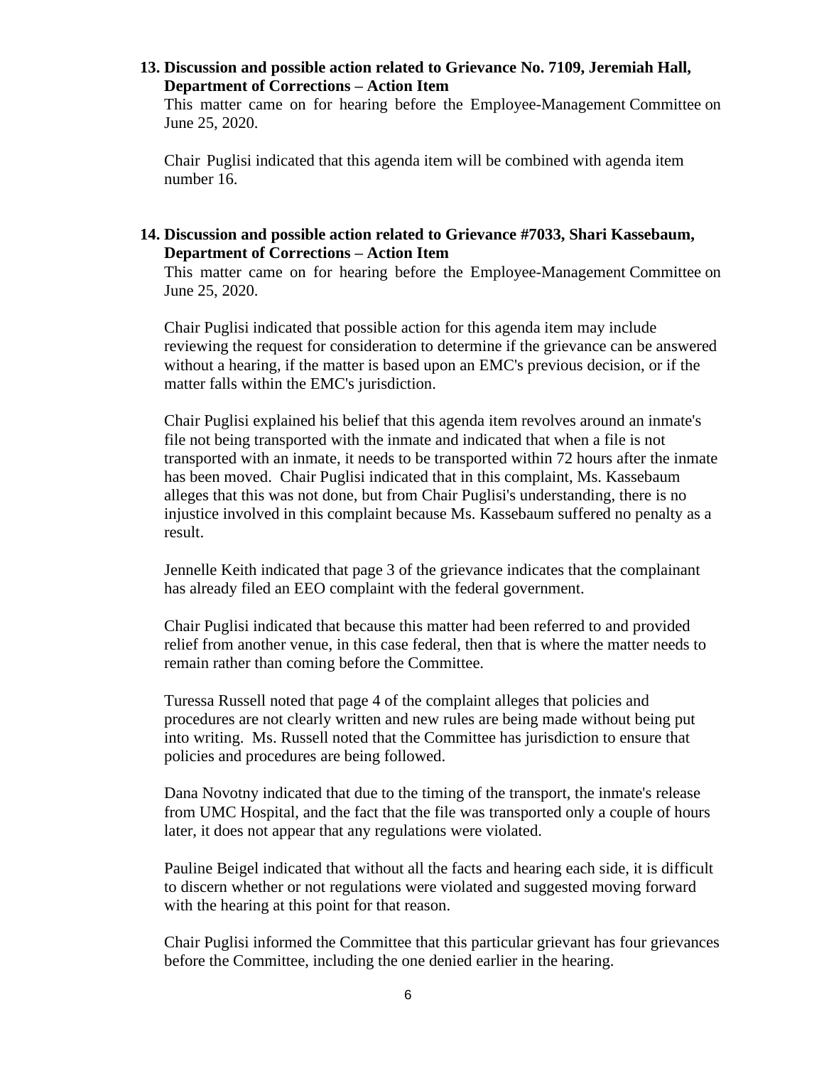**13. Discussion and possible action related to Grievance No. 7109, Jeremiah Hall, Department of Corrections – Action Item**

This matter came on for hearing before the Employee-Management Committee on June 25, 2020.

Chair Puglisi indicated that this agenda item will be combined with agenda item number 16.

**14. Discussion and possible action related to Grievance #7033, Shari Kassebaum, Department of Corrections – Action Item**

This matter came on for hearing before the Employee-Management Committee on June 25, 2020.

Chair Puglisi indicated that possible action for this agenda item may include reviewing the request for consideration to determine if the grievance can be answered without a hearing, if the matter is based upon an EMC's previous decision, or if the matter falls within the EMC's jurisdiction.

Chair Puglisi explained his belief that this agenda item revolves around an inmate's file not being transported with the inmate and indicated that when a file is not transported with an inmate, it needs to be transported within 72 hours after the inmate has been moved. Chair Puglisi indicated that in this complaint, Ms. Kassebaum alleges that this was not done, but from Chair Puglisi's understanding, there is no injustice involved in this complaint because Ms. Kassebaum suffered no penalty as a result.

Jennelle Keith indicated that page 3 of the grievance indicates that the complainant has already filed an EEO complaint with the federal government.

Chair Puglisi indicated that because this matter had been referred to and provided relief from another venue, in this case federal, then that is where the matter needs to remain rather than coming before the Committee.

Turessa Russell noted that page 4 of the complaint alleges that policies and procedures are not clearly written and new rules are being made without being put into writing. Ms. Russell noted that the Committee has jurisdiction to ensure that policies and procedures are being followed.

Dana Novotny indicated that due to the timing of the transport, the inmate's release from UMC Hospital, and the fact that the file was transported only a couple of hours later, it does not appear that any regulations were violated.

Pauline Beigel indicated that without all the facts and hearing each side, it is difficult to discern whether or not regulations were violated and suggested moving forward with the hearing at this point for that reason.

Chair Puglisi informed the Committee that this particular grievant has four grievances before the Committee, including the one denied earlier in the hearing.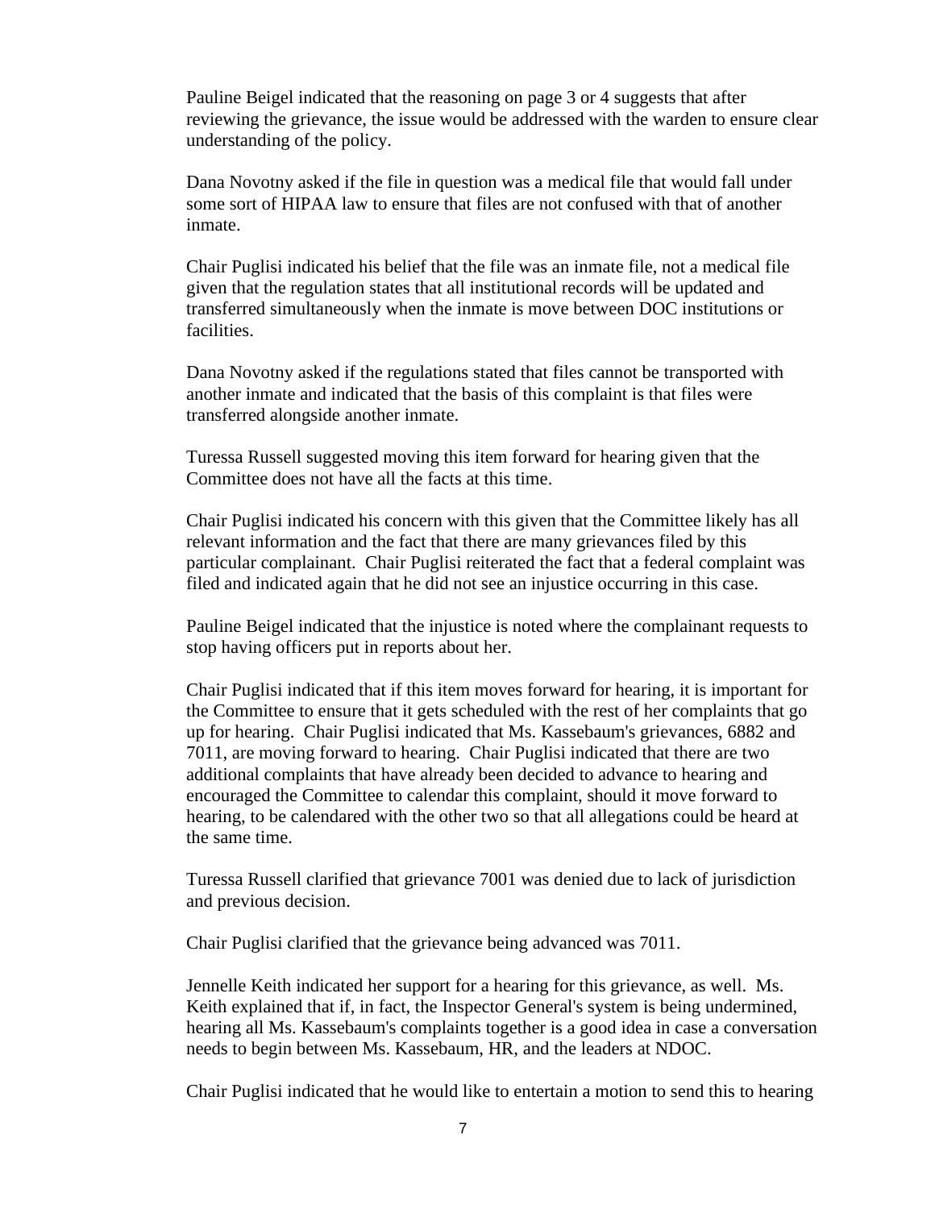Pauline Beigel indicated that the reasoning on page 3 or 4 suggests that after reviewing the grievance, the issue would be addressed with the warden to ensure clear understanding of the policy.

Dana Novotny asked if the file in question was a medical file that would fall under some sort of HIPAA law to ensure that files are not confused with that of another inmate.

Chair Puglisi indicated his belief that the file was an inmate file, not a medical file given that the regulation states that all institutional records will be updated and transferred simultaneously when the inmate is move between DOC institutions or facilities.

Dana Novotny asked if the regulations stated that files cannot be transported with another inmate and indicated that the basis of this complaint is that files were transferred alongside another inmate.

Turessa Russell suggested moving this item forward for hearing given that the Committee does not have all the facts at this time.

Chair Puglisi indicated his concern with this given that the Committee likely has all relevant information and the fact that there are many grievances filed by this particular complainant. Chair Puglisi reiterated the fact that a federal complaint was filed and indicated again that he did not see an injustice occurring in this case.

Pauline Beigel indicated that the injustice is noted where the complainant requests to stop having officers put in reports about her.

Chair Puglisi indicated that if this item moves forward for hearing, it is important for the Committee to ensure that it gets scheduled with the rest of her complaints that go up for hearing. Chair Puglisi indicated that Ms. Kassebaum's grievances, 6882 and 7011, are moving forward to hearing. Chair Puglisi indicated that there are two additional complaints that have already been decided to advance to hearing and encouraged the Committee to calendar this complaint, should it move forward to hearing, to be calendared with the other two so that all allegations could be heard at the same time.

Turessa Russell clarified that grievance 7001 was denied due to lack of jurisdiction and previous decision.

Chair Puglisi clarified that the grievance being advanced was 7011.

Jennelle Keith indicated her support for a hearing for this grievance, as well. Ms. Keith explained that if, in fact, the Inspector General's system is being undermined, hearing all Ms. Kassebaum's complaints together is a good idea in case a conversation needs to begin between Ms. Kassebaum, HR, and the leaders at NDOC.

Chair Puglisi indicated that he would like to entertain a motion to send this to hearing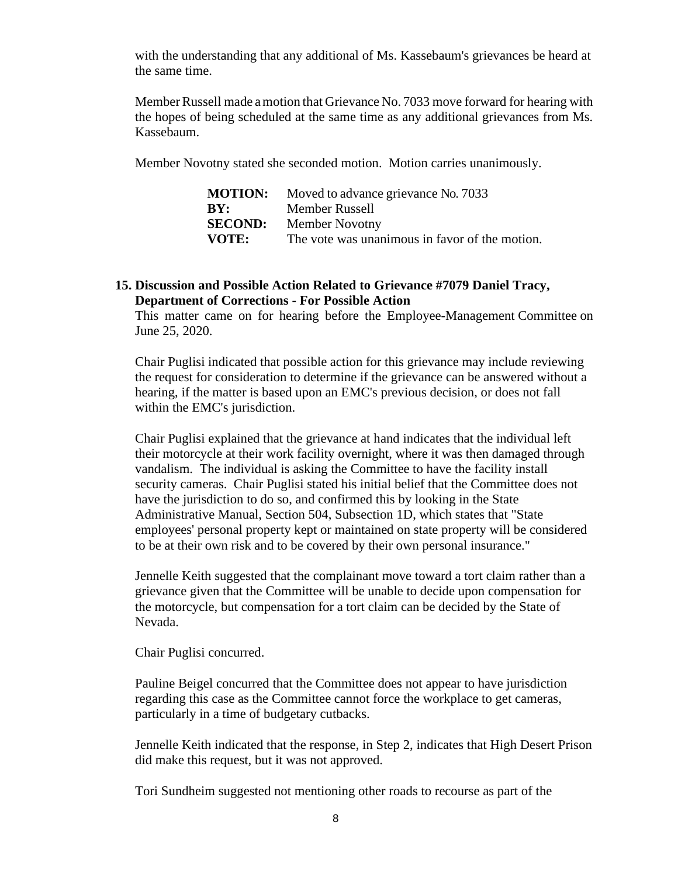with the understanding that any additional of Ms. Kassebaum's grievances be heard at the same time.

Member Russell made a motion that Grievance No. 7033 move forward for hearing with the hopes of being scheduled at the same time as any additional grievances from Ms. Kassebaum.

Member Novotny stated she seconded motion. Motion carries unanimously.

| | |
|---|---|
| **MOTION:** | Moved to advance grievance No. 7033 |
| **BY:** | Member Russell |
| **SECOND:** | Member Novotny |
| **VOTE:** | The vote was unanimous in favor of the motion. |

**15. Discussion and Possible Action Related to Grievance #7079 Daniel Tracy, Department of Corrections - For Possible Action**

This matter came on for hearing before the Employee-Management Committee on June 25, 2020.

Chair Puglisi indicated that possible action for this grievance may include reviewing the request for consideration to determine if the grievance can be answered without a hearing, if the matter is based upon an EMC's previous decision, or does not fall within the EMC's jurisdiction.

Chair Puglisi explained that the grievance at hand indicates that the individual left their motorcycle at their work facility overnight, where it was then damaged through vandalism. The individual is asking the Committee to have the facility install security cameras. Chair Puglisi stated his initial belief that the Committee does not have the jurisdiction to do so, and confirmed this by looking in the State Administrative Manual, Section 504, Subsection 1D, which states that "State employees' personal property kept or maintained on state property will be considered to be at their own risk and to be covered by their own personal insurance."

Jennelle Keith suggested that the complainant move toward a tort claim rather than a grievance given that the Committee will be unable to decide upon compensation for the motorcycle, but compensation for a tort claim can be decided by the State of Nevada.

Chair Puglisi concurred.

Pauline Beigel concurred that the Committee does not appear to have jurisdiction regarding this case as the Committee cannot force the workplace to get cameras, particularly in a time of budgetary cutbacks.

Jennelle Keith indicated that the response, in Step 2, indicates that High Desert Prison did make this request, but it was not approved.

Tori Sundheim suggested not mentioning other roads to recourse as part of the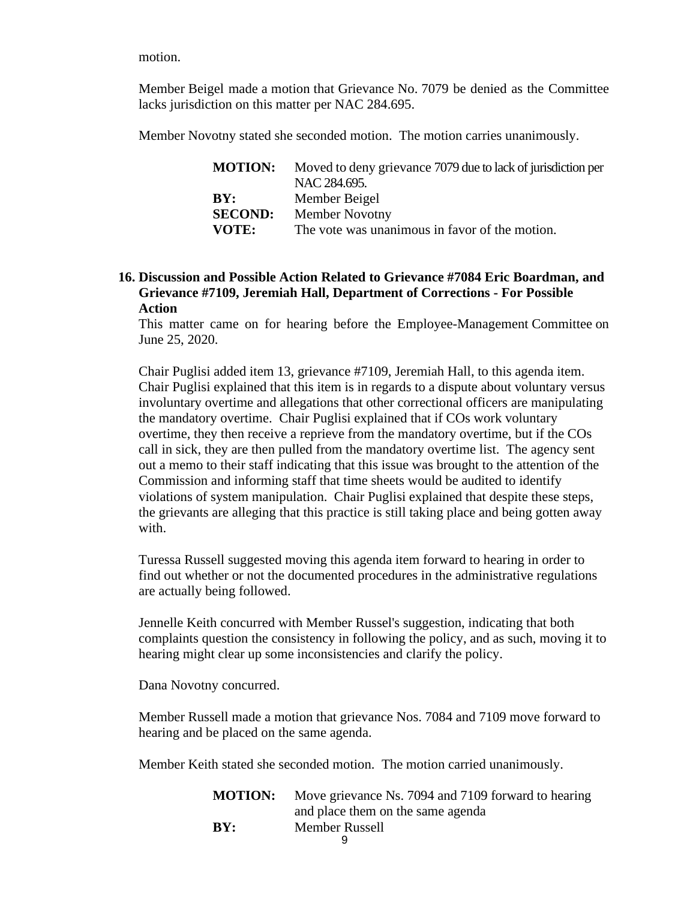motion.

Member Beigel made a motion that Grievance No. 7079 be denied as the Committee lacks jurisdiction on this matter per NAC 284.695.

Member Novotny stated she seconded motion. The motion carries unanimously.

| | |
|---|---|
| **MOTION:** | Moved to deny grievance 7079 due to lack of jurisdiction per NAC 284.695. |
| **BY:** | Member Beigel |
| **SECOND:** | Member Novotny |
| **VOTE:** | The vote was unanimous in favor of the motion. |

**16. Discussion and Possible Action Related to Grievance #7084 Eric Boardman, and Grievance #7109, Jeremiah Hall, Department of Corrections - For Possible Action**

This matter came on for hearing before the Employee-Management Committee on June 25, 2020.

Chair Puglisi added item 13, grievance #7109, Jeremiah Hall, to this agenda item. Chair Puglisi explained that this item is in regards to a dispute about voluntary versus involuntary overtime and allegations that other correctional officers are manipulating the mandatory overtime. Chair Puglisi explained that if COs work voluntary overtime, they then receive a reprieve from the mandatory overtime, but if the COs call in sick, they are then pulled from the mandatory overtime list. The agency sent out a memo to their staff indicating that this issue was brought to the attention of the Commission and informing staff that time sheets would be audited to identify violations of system manipulation. Chair Puglisi explained that despite these steps, the grievants are alleging that this practice is still taking place and being gotten away with.

Turessa Russell suggested moving this agenda item forward to hearing in order to find out whether or not the documented procedures in the administrative regulations are actually being followed.

Jennelle Keith concurred with Member Russel's suggestion, indicating that both complaints question the consistency in following the policy, and as such, moving it to hearing might clear up some inconsistencies and clarify the policy.

Dana Novotny concurred.

Member Russell made a motion that grievance Nos. 7084 and 7109 move forward to hearing and be placed on the same agenda.

Member Keith stated she seconded motion. The motion carried unanimously.

| | |
|---|---|
| **MOTION:** | Move grievance Ns. 7094 and 7109 forward to hearing and place them on the same agenda |
| **BY:** | Member Russell |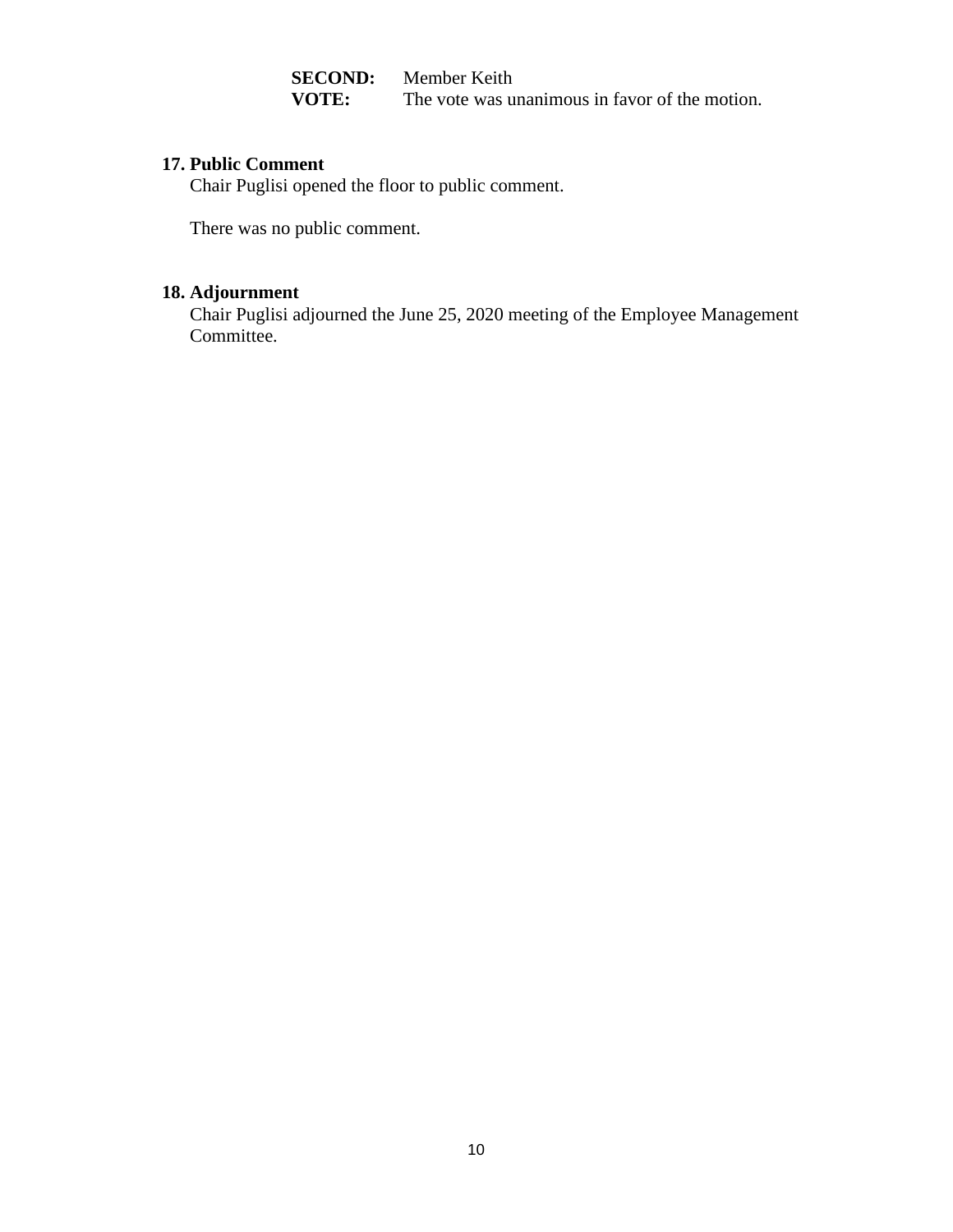**SECOND:** Member Keith
**VOTE:** The vote was unanimous in favor of the motion.

**17. Public Comment**

Chair Puglisi opened the floor to public comment.

There was no public comment.

**18. Adjournment**

Chair Puglisi adjourned the June 25, 2020 meeting of the Employee Management Committee.